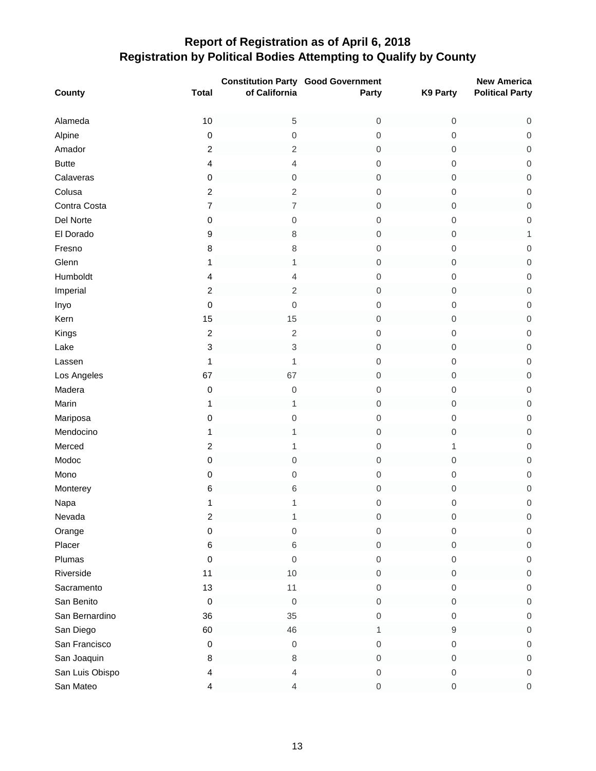# Report of Registration as of April 6, 2018
## Registration by Political Bodies Attempting to Qualify by County

| County | Total | Constitution Party of California | Good Government Party | K9 Party | New America Political Party |
|---|---|---|---|---|---|
| Alameda | 10 | 5 | 0 | 0 | 0 |
| Alpine | 0 | 0 | 0 | 0 | 0 |
| Amador | 2 | 2 | 0 | 0 | 0 |
| Butte | 4 | 4 | 0 | 0 | 0 |
| Calaveras | 0 | 0 | 0 | 0 | 0 |
| Colusa | 2 | 2 | 0 | 0 | 0 |
| Contra Costa | 7 | 7 | 0 | 0 | 0 |
| Del Norte | 0 | 0 | 0 | 0 | 0 |
| El Dorado | 9 | 8 | 0 | 0 | 1 |
| Fresno | 8 | 8 | 0 | 0 | 0 |
| Glenn | 1 | 1 | 0 | 0 | 0 |
| Humboldt | 4 | 4 | 0 | 0 | 0 |
| Imperial | 2 | 2 | 0 | 0 | 0 |
| Inyo | 0 | 0 | 0 | 0 | 0 |
| Kern | 15 | 15 | 0 | 0 | 0 |
| Kings | 2 | 2 | 0 | 0 | 0 |
| Lake | 3 | 3 | 0 | 0 | 0 |
| Lassen | 1 | 1 | 0 | 0 | 0 |
| Los Angeles | 67 | 67 | 0 | 0 | 0 |
| Madera | 0 | 0 | 0 | 0 | 0 |
| Marin | 1 | 1 | 0 | 0 | 0 |
| Mariposa | 0 | 0 | 0 | 0 | 0 |
| Mendocino | 1 | 1 | 0 | 0 | 0 |
| Merced | 2 | 1 | 0 | 1 | 0 |
| Modoc | 0 | 0 | 0 | 0 | 0 |
| Mono | 0 | 0 | 0 | 0 | 0 |
| Monterey | 6 | 6 | 0 | 0 | 0 |
| Napa | 1 | 1 | 0 | 0 | 0 |
| Nevada | 2 | 1 | 0 | 0 | 0 |
| Orange | 0 | 0 | 0 | 0 | 0 |
| Placer | 6 | 6 | 0 | 0 | 0 |
| Plumas | 0 | 0 | 0 | 0 | 0 |
| Riverside | 11 | 10 | 0 | 0 | 0 |
| Sacramento | 13 | 11 | 0 | 0 | 0 |
| San Benito | 0 | 0 | 0 | 0 | 0 |
| San Bernardino | 36 | 35 | 0 | 0 | 0 |
| San Diego | 60 | 46 | 1 | 9 | 0 |
| San Francisco | 0 | 0 | 0 | 0 | 0 |
| San Joaquin | 8 | 8 | 0 | 0 | 0 |
| San Luis Obispo | 4 | 4 | 0 | 0 | 0 |
| San Mateo | 4 | 4 | 0 | 0 | 0 |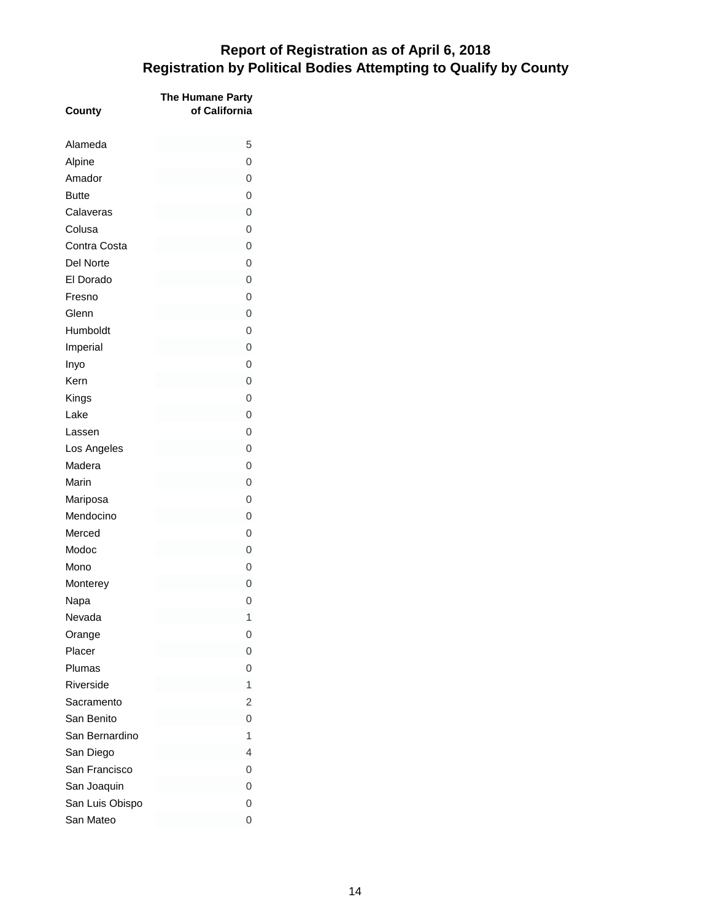# Report of Registration as of April 6, 2018
## Registration by Political Bodies Attempting to Qualify by County

| County | The Humane Party of California |
|---|---|
| Alameda | 5 |
| Alpine | 0 |
| Amador | 0 |
| Butte | 0 |
| Calaveras | 0 |
| Colusa | 0 |
| Contra Costa | 0 |
| Del Norte | 0 |
| El Dorado | 0 |
| Fresno | 0 |
| Glenn | 0 |
| Humboldt | 0 |
| Imperial | 0 |
| Inyo | 0 |
| Kern | 0 |
| Kings | 0 |
| Lake | 0 |
| Lassen | 0 |
| Los Angeles | 0 |
| Madera | 0 |
| Marin | 0 |
| Mariposa | 0 |
| Mendocino | 0 |
| Merced | 0 |
| Modoc | 0 |
| Mono | 0 |
| Monterey | 0 |
| Napa | 0 |
| Nevada | 1 |
| Orange | 0 |
| Placer | 0 |
| Plumas | 0 |
| Riverside | 1 |
| Sacramento | 2 |
| San Benito | 0 |
| San Bernardino | 1 |
| San Diego | 4 |
| San Francisco | 0 |
| San Joaquin | 0 |
| San Luis Obispo | 0 |
| San Mateo | 0 |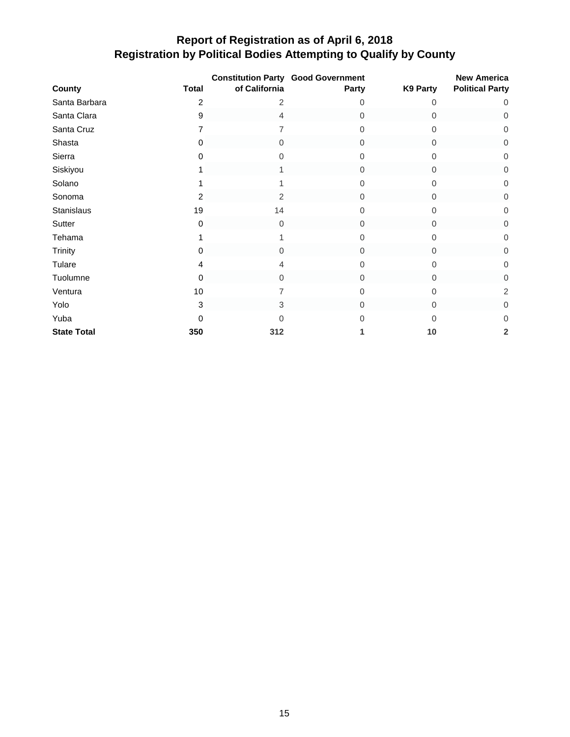# Report of Registration as of April 6, 2018
## Registration by Political Bodies Attempting to Qualify by County

| County | Total | Constitution Party of California | Good Government Party | K9 Party | New America Political Party |
|---|---|---|---|---|---|
| Santa Barbara | 2 | 2 | 0 | 0 | 0 |
| Santa Clara | 9 | 4 | 0 | 0 | 0 |
| Santa Cruz | 7 | 7 | 0 | 0 | 0 |
| Shasta | 0 | 0 | 0 | 0 | 0 |
| Sierra | 0 | 0 | 0 | 0 | 0 |
| Siskiyou | 1 | 1 | 0 | 0 | 0 |
| Solano | 1 | 1 | 0 | 0 | 0 |
| Sonoma | 2 | 2 | 0 | 0 | 0 |
| Stanislaus | 19 | 14 | 0 | 0 | 0 |
| Sutter | 0 | 0 | 0 | 0 | 0 |
| Tehama | 1 | 1 | 0 | 0 | 0 |
| Trinity | 0 | 0 | 0 | 0 | 0 |
| Tulare | 4 | 4 | 0 | 0 | 0 |
| Tuolumne | 0 | 0 | 0 | 0 | 0 |
| Ventura | 10 | 7 | 0 | 0 | 2 |
| Yolo | 3 | 3 | 0 | 0 | 0 |
| Yuba | 0 | 0 | 0 | 0 | 0 |
| **State Total** | **350** | **312** | **1** | **10** | **2** |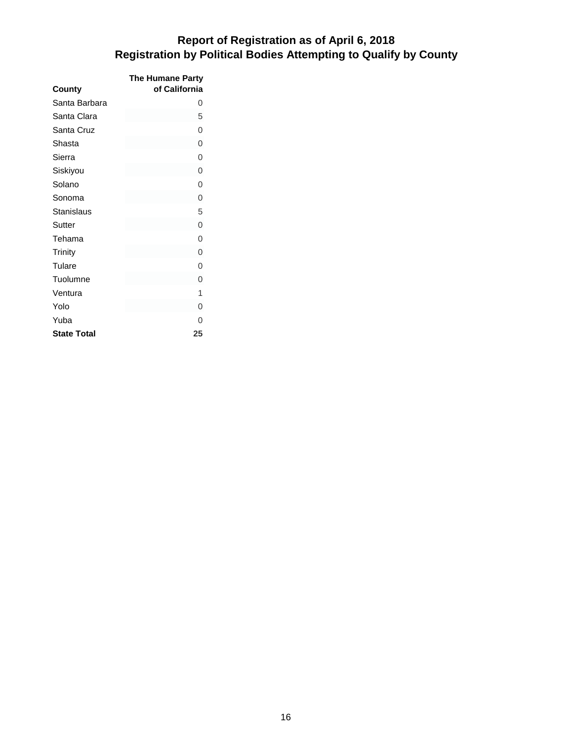## Report of Registration as of April 6, 2018
## Registration by Political Bodies Attempting to Qualify by County

| County | The Humane Party of California |
|---|---|
| Santa Barbara | 0 |
| Santa Clara | 5 |
| Santa Cruz | 0 |
| Shasta | 0 |
| Sierra | 0 |
| Siskiyou | 0 |
| Solano | 0 |
| Sonoma | 0 |
| Stanislaus | 5 |
| Sutter | 0 |
| Tehama | 0 |
| Trinity | 0 |
| Tulare | 0 |
| Tuolumne | 0 |
| Ventura | 1 |
| Yolo | 0 |
| Yuba | 0 |
| **State Total** | **25** |